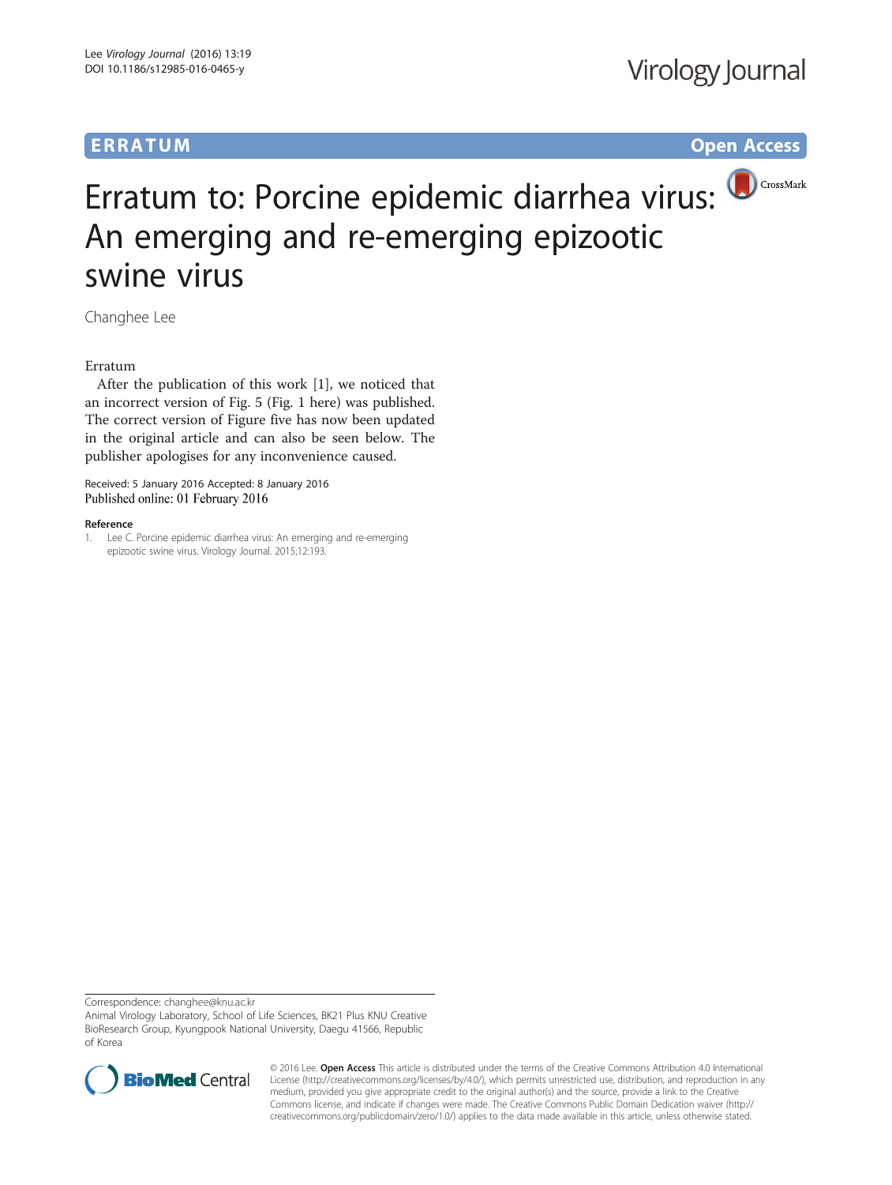**ERRATUM** **Open Access**

# Erratum to: Porcine epidemic diarrhea virus: An emerging and re-emerging epizootic swine virus

Changhee Lee

## Erratum

After the publication of this work [1], we noticed that an incorrect version of Fig. 5 (Fig. 1 here) was published. The correct version of Figure five has now been updated in the original article and can also be seen below. The publisher apologises for any inconvenience caused.

Received: 5 January 2016 Accepted: 8 January 2016
Published online: 01 February 2016

### Reference

1. Lee C. Porcine epidemic diarrhea virus: An emerging and re-emerging epizootic swine virus. Virology Journal. 2015;12:193.

Correspondence: changhee@knu.ac.kr
Animal Virology Laboratory, School of Life Sciences, BK21 Plus KNU Creative BioResearch Group, Kyungpook National University, Daegu 41566, Republic of Korea

© 2016 Lee. **Open Access** This article is distributed under the terms of the Creative Commons Attribution 4.0 International License (http://creativecommons.org/licenses/by/4.0/), which permits unrestricted use, distribution, and reproduction in any medium, provided you give appropriate credit to the original author(s) and the source, provide a link to the Creative Commons license, and indicate if changes were made. The Creative Commons Public Domain Dedication waiver (http://creativecommons.org/publicdomain/zero/1.0/) applies to the data made available in this article, unless otherwise stated.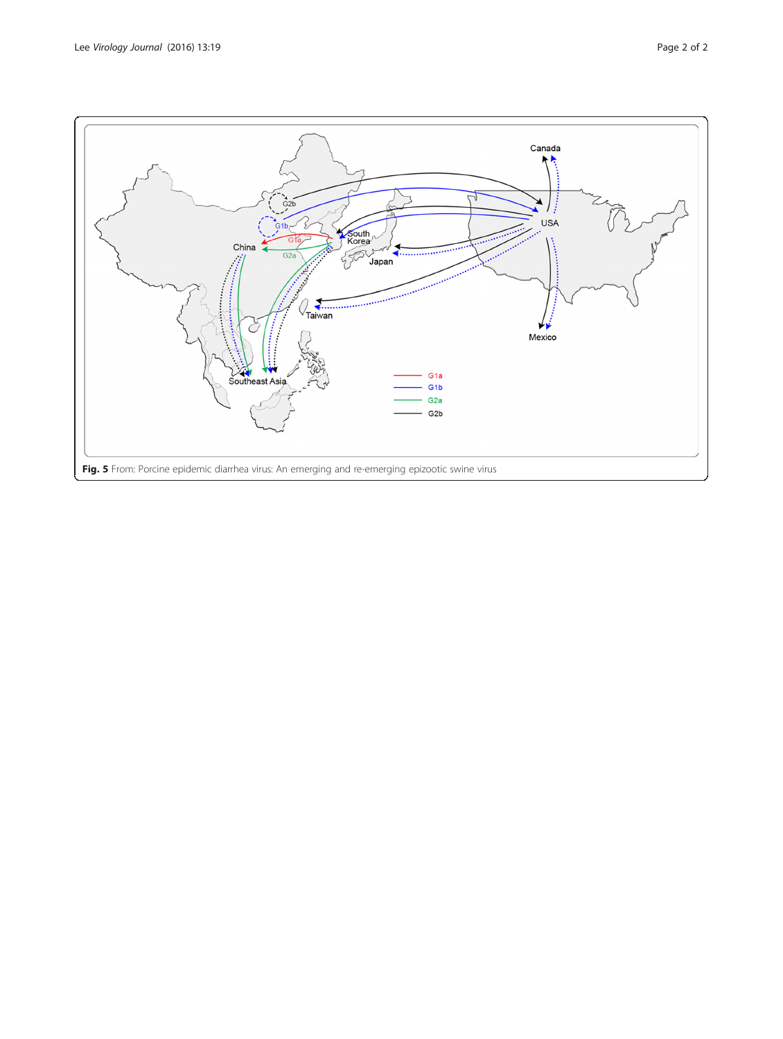Canada

USA

G2b

G1b

South Korea

G1a

China

G2a

Japan

Taiwan

Mexico

Southeast Asia

G1a

G1b

G2a

G2b

**Fig. 5** From: Porcine epidemic diarrhea virus: An emerging and re-emerging epizootic swine virus